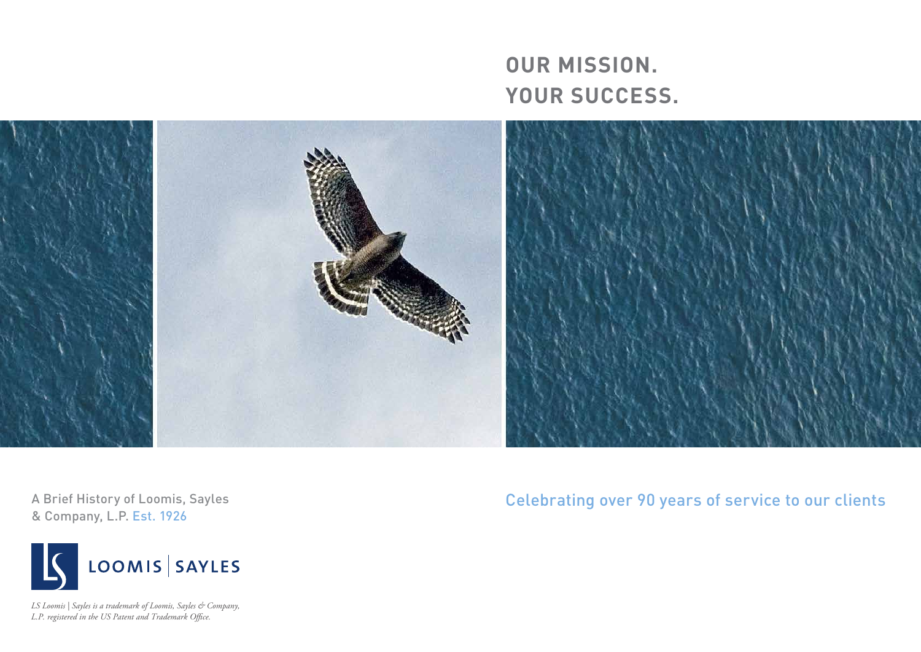# OUR MISSION.
# YOUR SUCCESS.

A Brief History of Loomis, Sayles & Company, L.P. Est. 1926

Celebrating over 90 years of service to our clients

LOOMIS | SAYLES

*LS Loomis | Sayles is a trademark of Loomis, Sayles & Company, L.P. registered in the US Patent and Trademark Office.*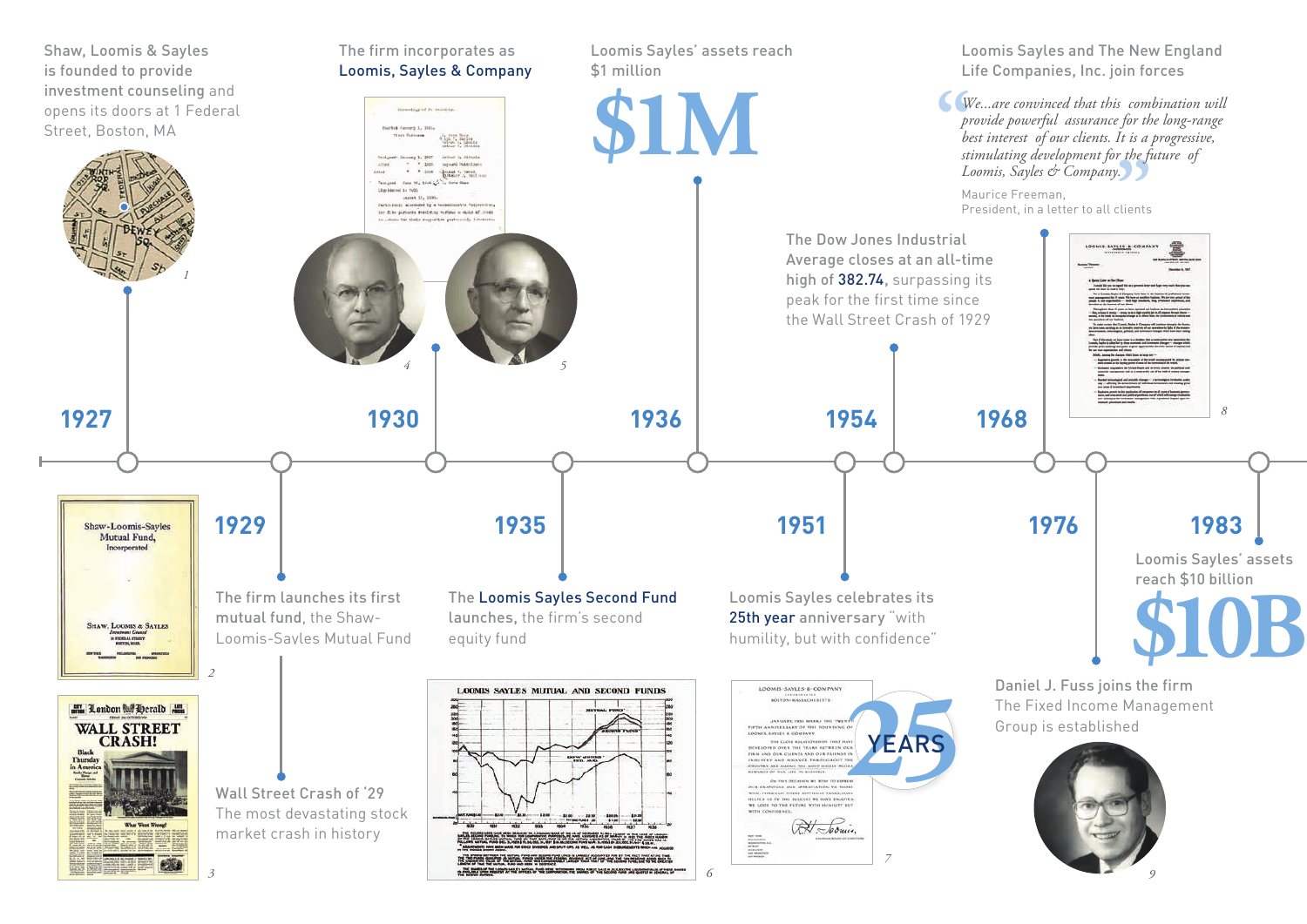**1927**

Shaw, Loomis & Sayles is founded to provide investment counseling and opens its doors at 1 Federal Street, Boston, MA

**1929**

The firm launches its first **mutual fund**, the Shaw-Loomis-Sayles Mutual Fund

Wall Street Crash of '29

The most devastating stock market crash in history

**1930**

The firm incorporates as **Loomis, Sayles & Company**

**1935**

The **Loomis Sayles Second Fund launches**, the firm's second equity fund

**1936**

Loomis Sayles' assets reach $1 million

**$1M**

**1951**

Loomis Sayles celebrates its **25th year anniversary** "with humility, but with confidence"

**1954**

The Dow Jones Industrial Average closes at an all-time high of **382.74**, surpassing its peak for the first time since the Wall Street Crash of 1929

**1968**

Loomis Sayles and The New England Life Companies, Inc. join forces

> *"We...are convinced that this combination will provide powerful assurance for the long-range best interest of our clients. It is a progressive, stimulating development for the future of Loomis, Sayles & Company."*
>
> Maurice Freeman,
> President, in a letter to all clients

**1976**

Daniel J. Fuss joins the firm

The Fixed Income Management Group is established

**1983**

Loomis Sayles' assets reach $10 billion

**$10B**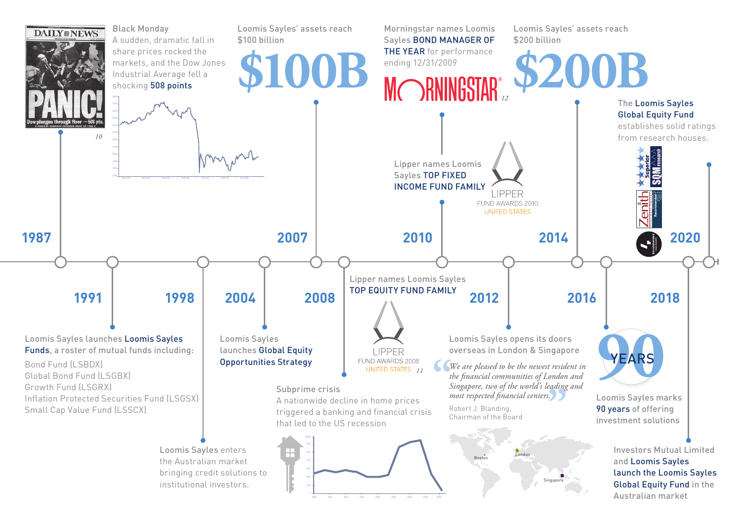## 1987

**Black Monday**
A sudden, dramatic fall in share prices rocked the markets, and the Dow Jones Industrial Average fell a shocking **508 points**

DAILY NEWS — PANIC! Dow plunges through floor — 508 pts.

10

## 1991

Loomis Sayles launches **Loomis Sayles Funds**, a roster of mutual funds including:

- Bond Fund (LSBDX)
- Global Bond Fund (LSGBX)
- Growth Fund (LSGRX)
- Inflation Protected Securities Fund (LSGSX)
- Small Cap Value Fund (LSSCX)

## 1998

Loomis Sayles enters the Australian market bringing credit solutions to institutional investors.

## 2004

Loomis Sayles launches **Global Equity Opportunities Strategy**

## 2007

Loomis Sayles' assets reach $100 billion

**$100B**

## 2008

**Subprime crisis**
A nationwide decline in home prices triggered a banking and financial crisis that led to the US recession

Lipper names Loomis Sayles **TOP EQUITY FUND FAMILY**

LIPPER FUND AWARDS 2008 UNITED STATES 11

## 2010

Morningstar names Loomis Sayles **BOND MANAGER OF THE YEAR** for performance ending 12/31/2009

MORNINGSTAR® 12

Lipper names Loomis Sayles **TOP FIXED INCOME FUND FAMILY**

LIPPER FUND AWARDS 2010 UNITED STATES

## 2012

Loomis Sayles opens its doors overseas in London & Singapore

*"We are pleased to be the newest resident in the financial communities of London and Singapore, two of the world's leading and most respected financial centers."*

Robert J. Blanding,
Chairman of the Board

Boston — London — Singapore

## 2014

Loomis Sayles' assets reach $200 billion

**$200B**

## 2016

**90 YEARS**

Loomis Sayles marks **90 years** of offering investment solutions

## 2018

Investors Mutual Limited and **Loomis Sayles launch the Loomis Sayles Global Equity Fund** in the Australian market

## 2020

The **Loomis Sayles Global Equity Fund** establishes solid ratings from research houses.

Superior SQM research — Zenith Recommended — Recommended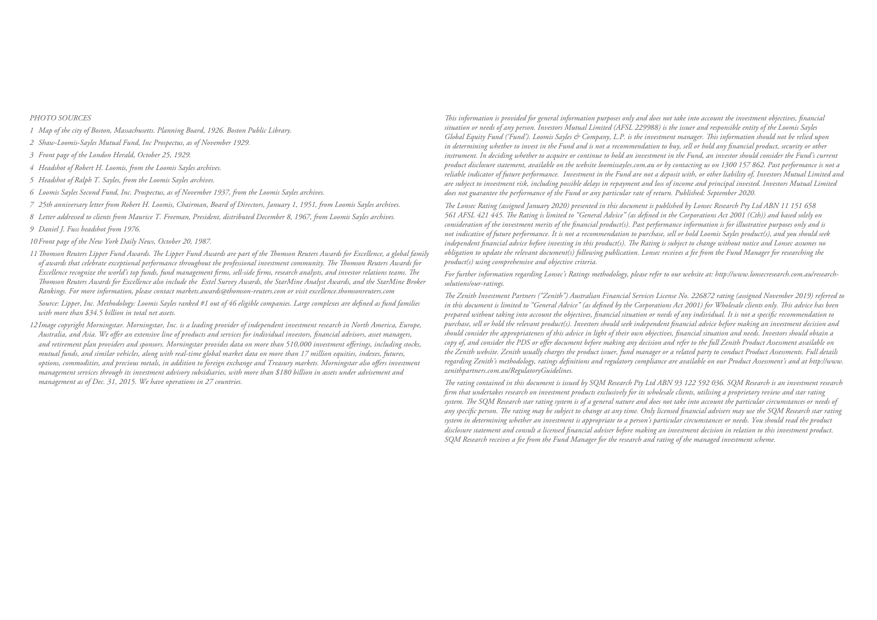*PHOTO SOURCES*

1. *Map of the city of Boston, Massachusetts. Planning Board, 1926. Boston Public Library.*
2. *Shaw-Loomis-Sayles Mutual Fund, Inc Prospectus, as of November 1929.*
3. *Front page of the London Herald, October 25, 1929.*
4. *Headshot of Robert H. Loomis, from the Loomis Sayles archives.*
5. *Headshot of Ralph T. Sayles, from the Loomis Sayles archives.*
6. *Loomis Sayles Second Fund, Inc. Prospectus, as of November 1937, from the Loomis Sayles archives.*
7. *25th anniversary letter from Robert H. Loomis, Chairman, Board of Directors, January 1, 1951, from Loomis Sayles archives.*
8. *Letter addressed to clients from Maurice T. Freeman, President, distributed December 8, 1967, from Loomis Sayles archives.*
9. *Daniel J. Fuss headshot from 1976.*
10. *Front page of the New York Daily News, October 20, 1987.*
11. *Thomson Reuters Lipper Fund Awards. The Lipper Fund Awards are part of the Thomson Reuters Awards for Excellence, a global family of awards that celebrate exceptional performance throughout the professional investment community. The Thomson Reuters Awards for Excellence recognize the world's top funds, fund management firms, sell-side firms, research analysts, and investor relations teams. The Thomson Reuters Awards for Excellence also include the Extel Survey Awards, the StarMine Analyst Awards, and the StarMine Broker Rankings. For more information, please contact markets.awards@thomson-reuters.com or visit excellence.thomsonreuters.com*

    *Source: Lipper, Inc. Methodology: Loomis Sayles ranked #1 out of 46 eligible companies. Large complexes are defined as fund families with more than $34.5 billion in total net assets.*
12. *Image copyright Morningstar. Morningstar, Inc. is a leading provider of independent investment research in North America, Europe, Australia, and Asia. We offer an extensive line of products and services for individual investors, financial advisors, asset managers, and retirement plan providers and sponsors. Morningstar provides data on more than 510,000 investment offerings, including stocks, mutual funds, and similar vehicles, along with real-time global market data on more than 17 million equities, indexes, futures, options, commodities, and precious metals, in addition to foreign exchange and Treasury markets. Morningstar also offers investment management services through its investment advisory subsidiaries, with more than $180 billion in assets under advisement and management as of Dec. 31, 2015. We have operations in 27 countries.*

*This information is provided for general information purposes only and does not take into account the investment objectives, financial situation or needs of any person. Investors Mutual Limited (AFSL 229988) is the issuer and responsible entity of the Loomis Sayles Global Equity Fund ('Fund'). Loomis Sayles & Company, L.P. is the investment manager. This information should not be relied upon in determining whether to invest in the Fund and is not a recommendation to buy, sell or hold any financial product, security or other instrument. In deciding whether to acquire or continue to hold an investment in the Fund, an investor should consider the Fund's current product disclosure statement, available on the website loomissayles.com.au or by contacting us on 1300 157 862. Past performance is not a reliable indicator of future performance. Investment in the Fund are not a deposit with, or other liability of, Investors Mutual Limited and are subject to investment risk, including possible delays in repayment and loss of income and principal invested. Investors Mutual Limited does not guarantee the performance of the Fund or any particular rate of return. Published: September 2020.*

*The Lonsec Rating (assigned January 2020) presented in this document is published by Lonsec Research Pty Ltd ABN 11 151 658 561 AFSL 421 445. The Rating is limited to "General Advice" (as defined in the Corporations Act 2001 (Cth)) and based solely on consideration of the investment merits of the financial product(s). Past performance information is for illustrative purposes only and is not indicative of future performance. It is not a recommendation to purchase, sell or hold Loomis Sayles product(s), and you should seek independent financial advice before investing in this product(s). The Rating is subject to change without notice and Lonsec assumes no obligation to update the relevant document(s) following publication. Lonsec receives a fee from the Fund Manager for researching the product(s) using comprehensive and objective criteria.*

*For further information regarding Lonsec's Ratings methodology, please refer to our website at: http://www.lonsecresearch.com.au/research-solutions/our-ratings.*

*The Zenith Investment Partners ("Zenith") Australian Financial Services License No. 226872 rating (assigned November 2019) referred to in this document is limited to "General Advice" (as defined by the Corporations Act 2001) for Wholesale clients only. This advice has been prepared without taking into account the objectives, financial situation or needs of any individual. It is not a specific recommendation to purchase, sell or hold the relevant product(s). Investors should seek independent financial advice before making an investment decision and should consider the appropriateness of this advice in light of their own objectives, financial situation and needs. Investors should obtain a copy of, and consider the PDS or offer document before making any decision and refer to the full Zenith Product Assessment available on the Zenith website. Zenith usually charges the product issuer, fund manager or a related party to conduct Product Assessments. Full details regarding Zenith's methodology, ratings definitions and regulatory compliance are available on our Product Assessment's and at http://www.zenithpartners.com.au/RegulatoryGuidelines.*

*The rating contained in this document is issued by SQM Research Pty Ltd ABN 93 122 592 036. SQM Research is an investment research firm that undertakes research on investment products exclusively for its wholesale clients, utilising a proprietary review and star rating system. The SQM Research star rating system is of a general nature and does not take into account the particular circumstances or needs of any specific person. The rating may be subject to change at any time. Only licensed financial advisers may use the SQM Research star rating system in determining whether an investment is appropriate to a person's particular circumstances or needs. You should read the product disclosure statement and consult a licensed financial adviser before making an investment decision in relation to this investment product. SQM Research receives a fee from the Fund Manager for the research and rating of the managed investment scheme.*